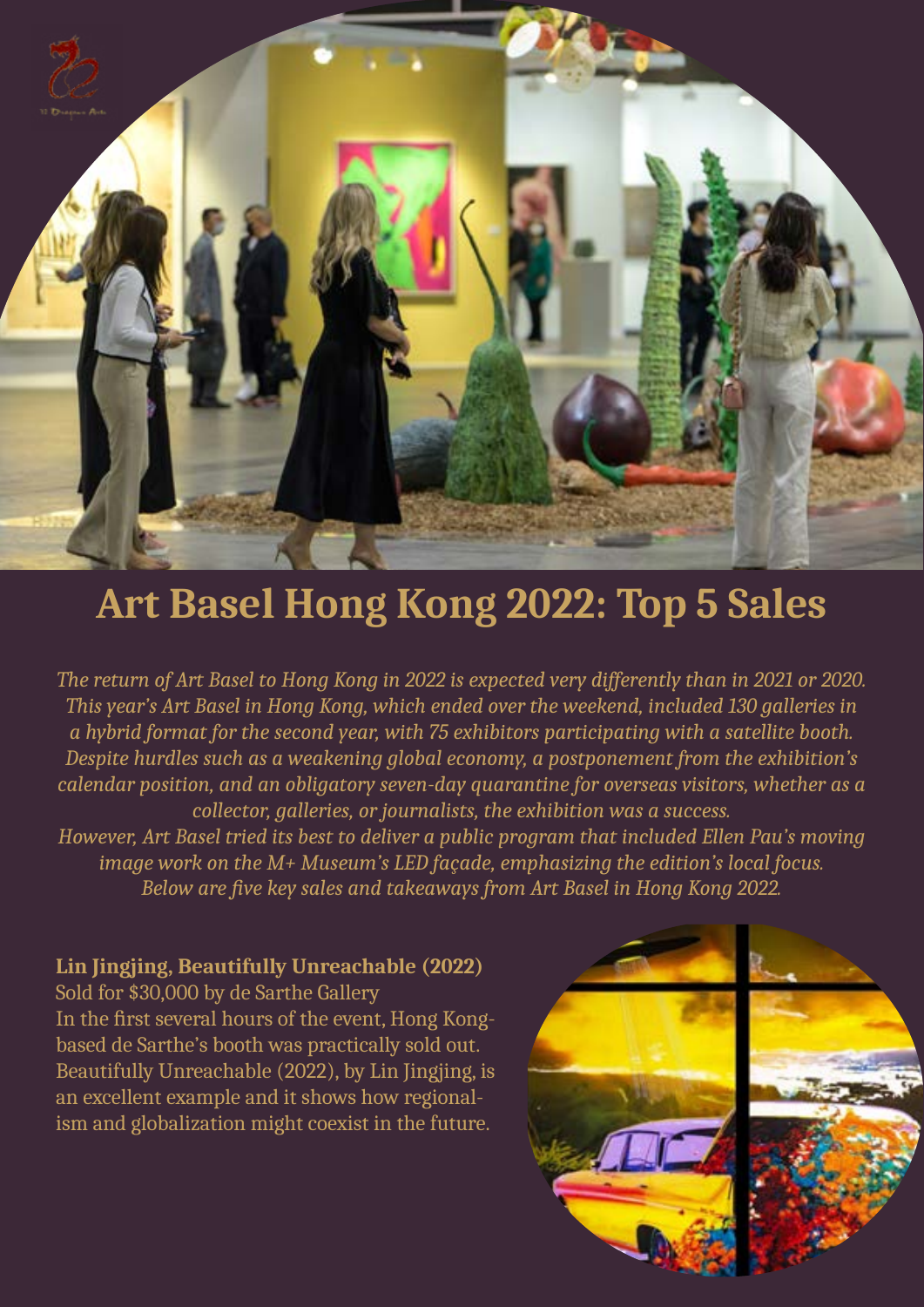# Art Basel Hong Kong 2022: Top 5 Sales

*The return of Art Basel to Hong Kong in 2022 is expected very differently than in 2021 or 2020. This year's Art Basel in Hong Kong, which ended over the weekend, included 130 galleries in a hybrid format for the second year, with 75 exhibitors participating with a satellite booth. Despite hurdles such as a weakening global economy, a postponement from the exhibition's calendar position, and an obligatory seven-day quarantine for overseas visitors, whether as a collector, galleries, or journalists, the exhibition was a success.*
*However, Art Basel tried its best to deliver a public program that included Ellen Pau's moving image work on the M+ Museum's LED façade, emphasizing the edition's local focus.*
*Below are five key sales and takeaways from Art Basel in Hong Kong 2022.*

**Lin Jingjing, Beautifully Unreachable (2022)**
Sold for $30,000 by de Sarthe Gallery
In the first several hours of the event, Hong Kong-based de Sarthe's booth was practically sold out. Beautifully Unreachable (2022), by Lin Jingjing, is an excellent example and it shows how regionalism and globalization might coexist in the future.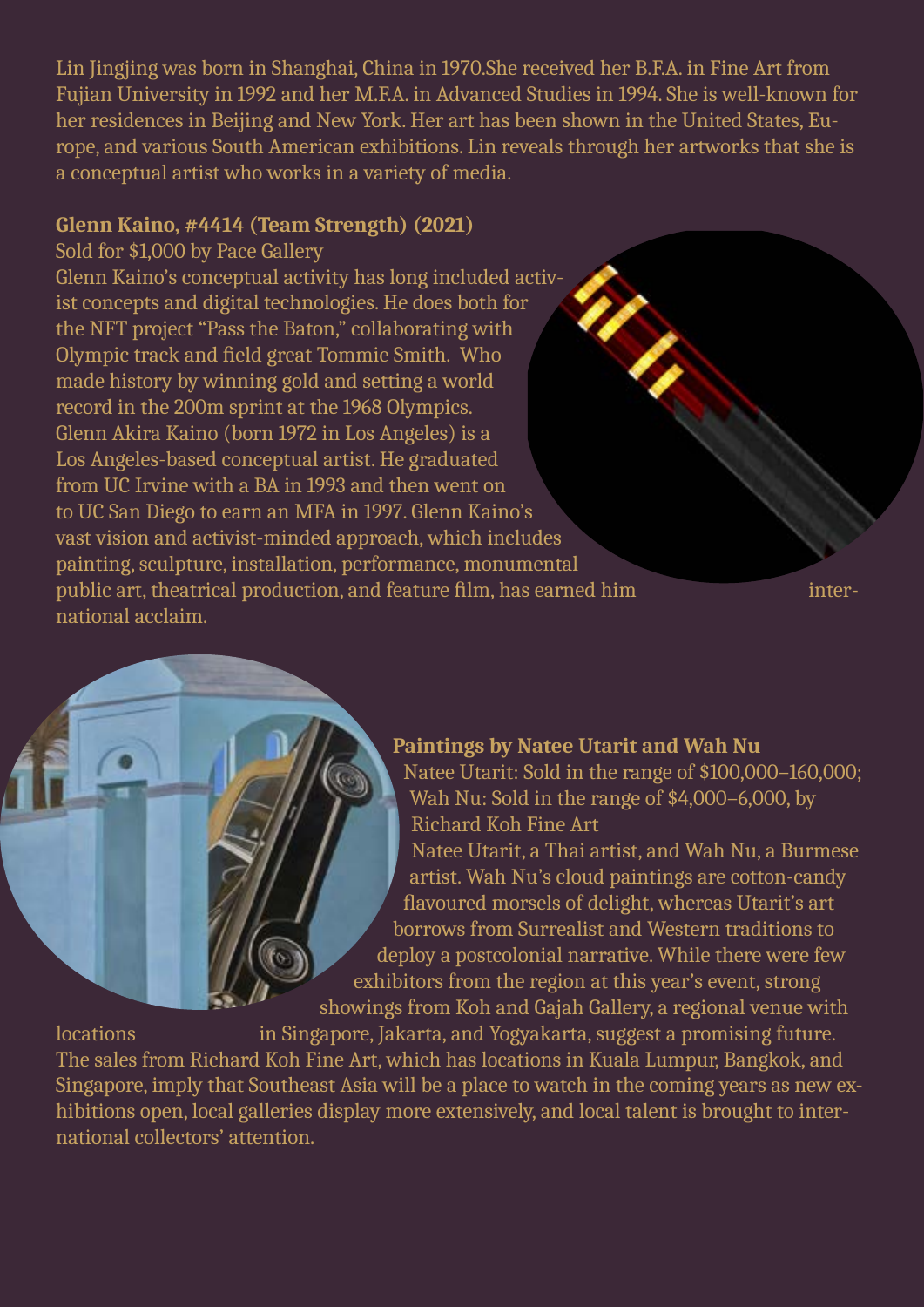Lin Jingjing was born in Shanghai, China in 1970.She received her B.F.A. in Fine Art from Fujian University in 1992 and her M.F.A. in Advanced Studies in 1994. She is well-known for her residences in Beijing and New York. Her art has been shown in the United States, Europe, and various South American exhibitions. Lin reveals through her artworks that she is a conceptual artist who works in a variety of media.

**Glenn Kaino, #4414 (Team Strength) (2021)**

Sold for $1,000 by Pace Gallery

Glenn Kaino's conceptual activity has long included activist concepts and digital technologies. He does both for the NFT project "Pass the Baton," collaborating with Olympic track and field great Tommie Smith. Who made history by winning gold and setting a world record in the 200m sprint at the 1968 Olympics. Glenn Akira Kaino (born 1972 in Los Angeles) is a Los Angeles-based conceptual artist. He graduated from UC Irvine with a BA in 1993 and then went on to UC San Diego to earn an MFA in 1997. Glenn Kaino's vast vision and activist-minded approach, which includes painting, sculpture, installation, performance, monumental public art, theatrical production, and feature film, has earned him international acclaim.

**Paintings by Natee Utarit and Wah Nu**

Natee Utarit: Sold in the range of $100,000–160,000; Wah Nu: Sold in the range of $4,000–6,000, by Richard Koh Fine Art

Natee Utarit, a Thai artist, and Wah Nu, a Burmese artist. Wah Nu's cloud paintings are cotton-candy flavoured morsels of delight, whereas Utarit's art borrows from Surrealist and Western traditions to deploy a postcolonial narrative. While there were few exhibitors from the region at this year's event, strong showings from Koh and Gajah Gallery, a regional venue with locations in Singapore, Jakarta, and Yogyakarta, suggest a promising future. The sales from Richard Koh Fine Art, which has locations in Kuala Lumpur, Bangkok, and Singapore, imply that Southeast Asia will be a place to watch in the coming years as new exhibitions open, local galleries display more extensively, and local talent is brought to international collectors' attention.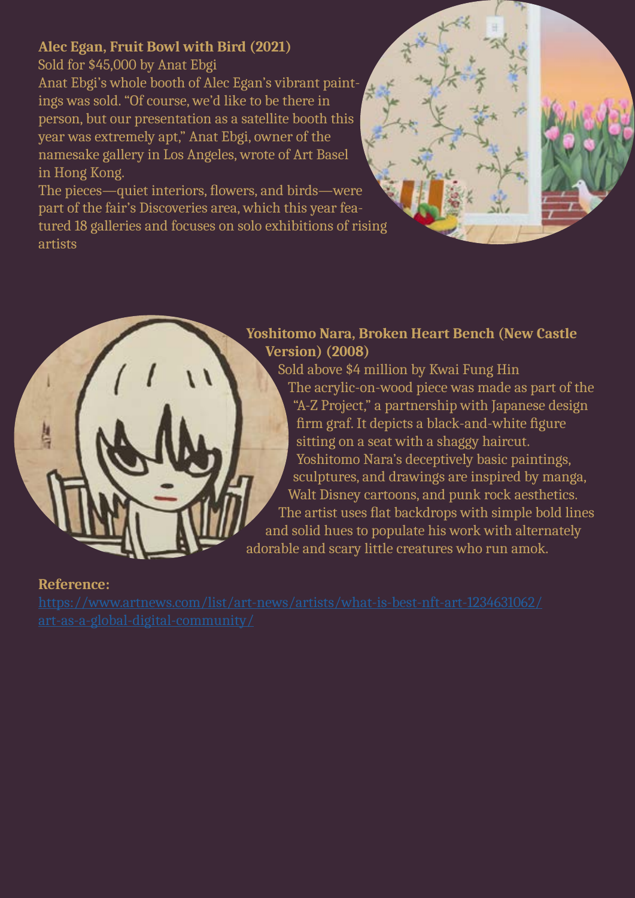**Alec Egan, Fruit Bowl with Bird (2021)**

Sold for $45,000 by Anat Ebgi

Anat Ebgi's whole booth of Alec Egan's vibrant paintings was sold. "Of course, we'd like to be there in person, but our presentation as a satellite booth this year was extremely apt," Anat Ebgi, owner of the namesake gallery in Los Angeles, wrote of Art Basel in Hong Kong.

The pieces—quiet interiors, flowers, and birds—were part of the fair's Discoveries area, which this year featured 18 galleries and focuses on solo exhibitions of rising artists

**Yoshitomo Nara, Broken Heart Bench (New Castle Version) (2008)**

Sold above $4 million by Kwai Fung Hin

The acrylic-on-wood piece was made as part of the "A-Z Project," a partnership with Japanese design firm graf. It depicts a black-and-white figure sitting on a seat with a shaggy haircut. Yoshitomo Nara's deceptively basic paintings, sculptures, and drawings are inspired by manga, Walt Disney cartoons, and punk rock aesthetics. The artist uses flat backdrops with simple bold lines and solid hues to populate his work with alternately adorable and scary little creatures who run amok.

**Reference:**

https://www.artnews.com/list/art-news/artists/what-is-best-nft-art-1234631062/art-as-a-global-digital-community/